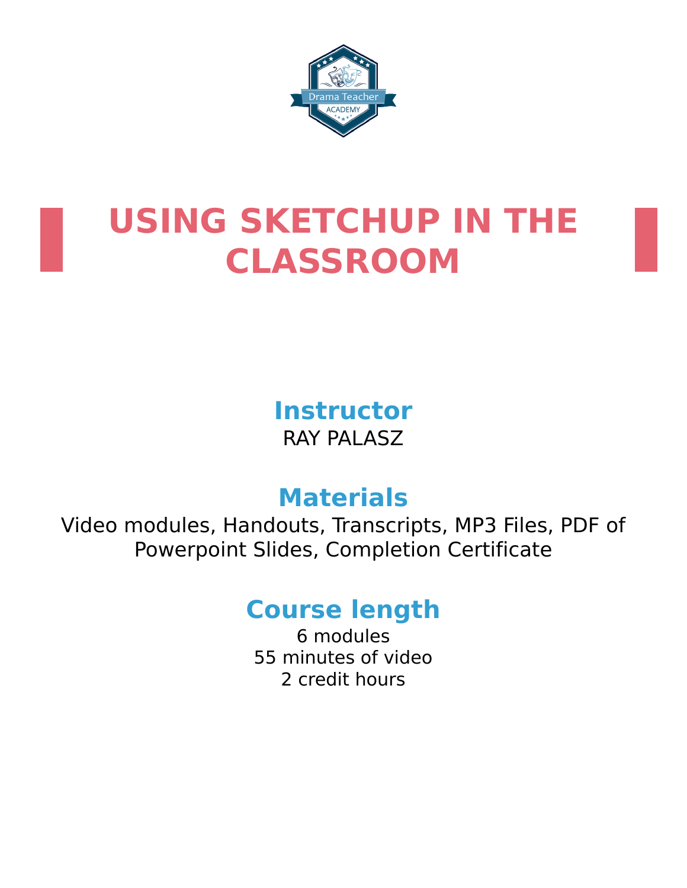# USING SKETCHUP IN THE CLASSROOM

## Instructor

RAY PALASZ

## Materials

Video modules, Handouts, Transcripts, MP3 Files, PDF of Powerpoint Slides, Completion Certificate

## Course length

6 modules
55 minutes of video
2 credit hours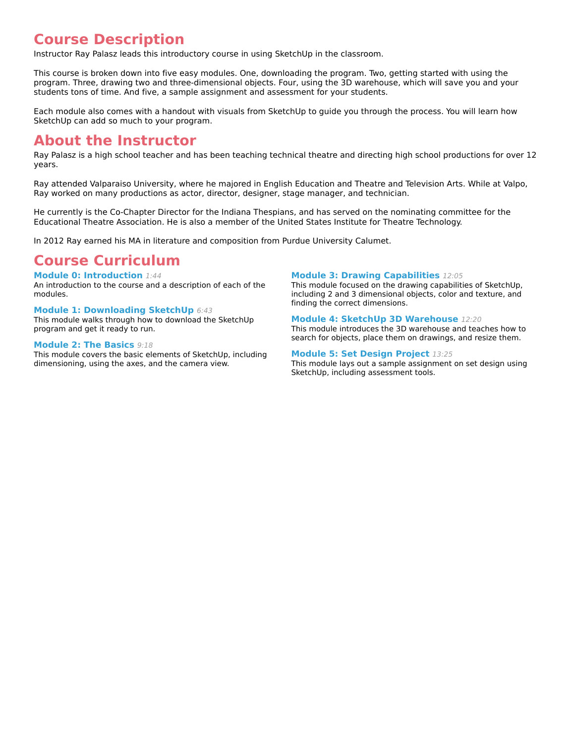# Course Description

Instructor Ray Palasz leads this introductory course in using SketchUp in the classroom.

This course is broken down into five easy modules. One, downloading the program. Two, getting started with using the program. Three, drawing two and three-dimensional objects. Four, using the 3D warehouse, which will save you and your students tons of time. And five, a sample assignment and assessment for your students.

Each module also comes with a handout with visuals from SketchUp to guide you through the process. You will learn how SketchUp can add so much to your program.

# About the Instructor

Ray Palasz is a high school teacher and has been teaching technical theatre and directing high school productions for over 12 years.

Ray attended Valparaiso University, where he majored in English Education and Theatre and Television Arts. While at Valpo, Ray worked on many productions as actor, director, designer, stage manager, and technician.

He currently is the Co-Chapter Director for the Indiana Thespians, and has served on the nominating committee for the Educational Theatre Association. He is also a member of the United States Institute for Theatre Technology.

In 2012 Ray earned his MA in literature and composition from Purdue University Calumet.

# Course Curriculum

### Module 0: Introduction *1:44*

An introduction to the course and a description of each of the modules.

### Module 1: Downloading SketchUp *6:43*

This module walks through how to download the SketchUp program and get it ready to run.

### Module 2: The Basics *9:18*

This module covers the basic elements of SketchUp, including dimensioning, using the axes, and the camera view.

### Module 3: Drawing Capabilities *12:05*

This module focused on the drawing capabilities of SketchUp, including 2 and 3 dimensional objects, color and texture, and finding the correct dimensions.

### Module 4: SketchUp 3D Warehouse *12:20*

This module introduces the 3D warehouse and teaches how to search for objects, place them on drawings, and resize them.

### Module 5: Set Design Project *13:25*

This module lays out a sample assignment on set design using SketchUp, including assessment tools.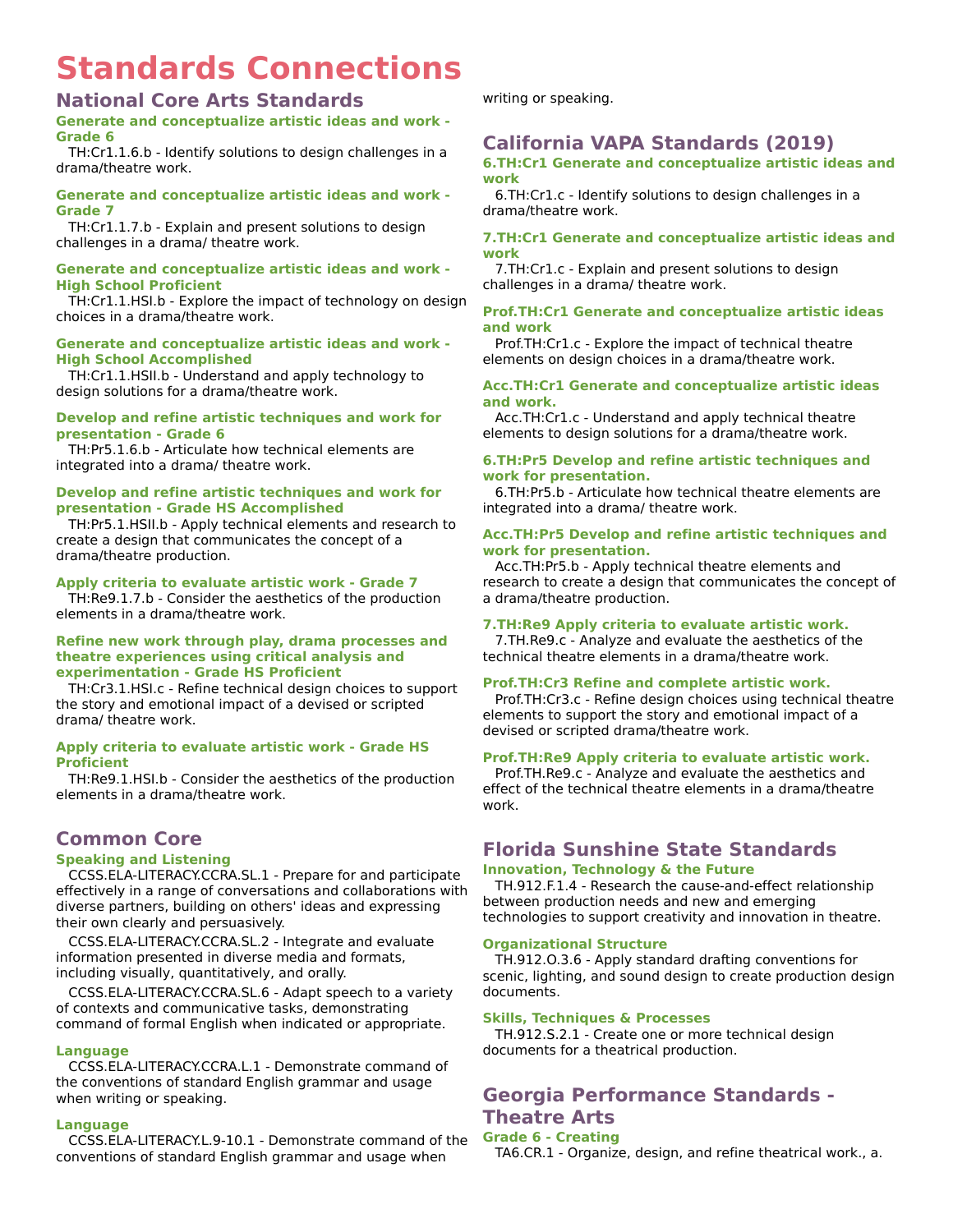# Standards Connections

## National Core Arts Standards

### Generate and conceptualize artistic ideas and work - Grade 6

TH:Cr1.1.6.b - Identify solutions to design challenges in a drama/theatre work.

### Generate and conceptualize artistic ideas and work - Grade 7

TH:Cr1.1.7.b - Explain and present solutions to design challenges in a drama/ theatre work.

### Generate and conceptualize artistic ideas and work - High School Proficient

TH:Cr1.1.HSI.b - Explore the impact of technology on design choices in a drama/theatre work.

### Generate and conceptualize artistic ideas and work - High School Accomplished

TH:Cr1.1.HSII.b - Understand and apply technology to design solutions for a drama/theatre work.

### Develop and refine artistic techniques and work for presentation - Grade 6

TH:Pr5.1.6.b - Articulate how technical elements are integrated into a drama/ theatre work.

### Develop and refine artistic techniques and work for presentation - Grade HS Accomplished

TH:Pr5.1.HSII.b - Apply technical elements and research to create a design that communicates the concept of a drama/theatre production.

### Apply criteria to evaluate artistic work - Grade 7

TH:Re9.1.7.b - Consider the aesthetics of the production elements in a drama/theatre work.

### Refine new work through play, drama processes and theatre experiences using critical analysis and experimentation - Grade HS Proficient

TH:Cr3.1.HSI.c - Refine technical design choices to support the story and emotional impact of a devised or scripted drama/ theatre work.

### Apply criteria to evaluate artistic work - Grade HS Proficient

TH:Re9.1.HSI.b - Consider the aesthetics of the production elements in a drama/theatre work.

## Common Core

### Speaking and Listening

CCSS.ELA-LITERACY.CCRA.SL.1 - Prepare for and participate effectively in a range of conversations and collaborations with diverse partners, building on others' ideas and expressing their own clearly and persuasively.

CCSS.ELA-LITERACY.CCRA.SL.2 - Integrate and evaluate information presented in diverse media and formats, including visually, quantitatively, and orally.

CCSS.ELA-LITERACY.CCRA.SL.6 - Adapt speech to a variety of contexts and communicative tasks, demonstrating command of formal English when indicated or appropriate.

### Language

CCSS.ELA-LITERACY.CCRA.L.1 - Demonstrate command of the conventions of standard English grammar and usage when writing or speaking.

### Language

CCSS.ELA-LITERACY.L.9-10.1 - Demonstrate command of the conventions of standard English grammar and usage when writing or speaking.

## California VAPA Standards (2019)

### 6.TH:Cr1 Generate and conceptualize artistic ideas and work

6.TH:Cr1.c - Identify solutions to design challenges in a drama/theatre work.

### 7.TH:Cr1 Generate and conceptualize artistic ideas and work

7.TH:Cr1.c - Explain and present solutions to design challenges in a drama/ theatre work.

### Prof.TH:Cr1 Generate and conceptualize artistic ideas and work

Prof.TH:Cr1.c - Explore the impact of technical theatre elements on design choices in a drama/theatre work.

### Acc.TH:Cr1 Generate and conceptualize artistic ideas and work.

Acc.TH:Cr1.c - Understand and apply technical theatre elements to design solutions for a drama/theatre work.

### 6.TH:Pr5 Develop and refine artistic techniques and work for presentation.

6.TH:Pr5.b - Articulate how technical theatre elements are integrated into a drama/ theatre work.

### Acc.TH:Pr5 Develop and refine artistic techniques and work for presentation.

Acc.TH:Pr5.b - Apply technical theatre elements and research to create a design that communicates the concept of a drama/theatre production.

### 7.TH:Re9 Apply criteria to evaluate artistic work.

7.TH.Re9.c - Analyze and evaluate the aesthetics of the technical theatre elements in a drama/theatre work.

### Prof.TH:Cr3 Refine and complete artistic work.

Prof.TH:Cr3.c - Refine design choices using technical theatre elements to support the story and emotional impact of a devised or scripted drama/theatre work.

### Prof.TH:Re9 Apply criteria to evaluate artistic work.

Prof.TH.Re9.c - Analyze and evaluate the aesthetics and effect of the technical theatre elements in a drama/theatre work.

## Florida Sunshine State Standards

### Innovation, Technology & the Future

TH.912.F.1.4 - Research the cause-and-effect relationship between production needs and new and emerging technologies to support creativity and innovation in theatre.

### Organizational Structure

TH.912.O.3.6 - Apply standard drafting conventions for scenic, lighting, and sound design to create production design documents.

### Skills, Techniques & Processes

TH.912.S.2.1 - Create one or more technical design documents for a theatrical production.

## Georgia Performance Standards - Theatre Arts

### Grade 6 - Creating

TA6.CR.1 - Organize, design, and refine theatrical work., a.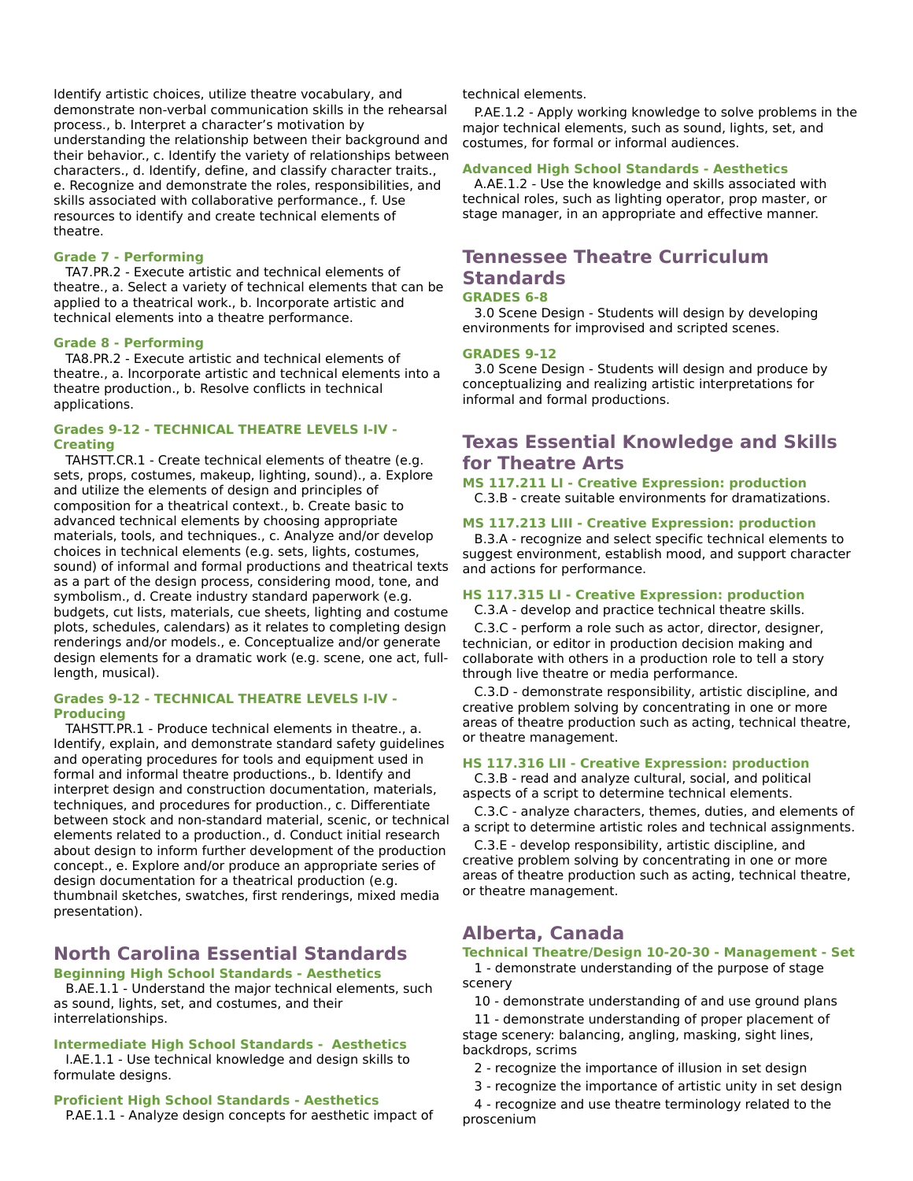Identify artistic choices, utilize theatre vocabulary, and demonstrate non-verbal communication skills in the rehearsal process., b. Interpret a character's motivation by understanding the relationship between their background and their behavior., c. Identify the variety of relationships between characters., d. Identify, define, and classify character traits., e. Recognize and demonstrate the roles, responsibilities, and skills associated with collaborative performance., f. Use resources to identify and create technical elements of theatre.

### Grade 7 - Performing

TA7.PR.2 - Execute artistic and technical elements of theatre., a. Select a variety of technical elements that can be applied to a theatrical work., b. Incorporate artistic and technical elements into a theatre performance.

### Grade 8 - Performing

TA8.PR.2 - Execute artistic and technical elements of theatre., a. Incorporate artistic and technical elements into a theatre production., b. Resolve conflicts in technical applications.

### Grades 9-12 - TECHNICAL THEATRE LEVELS I-IV - Creating

TAHSTT.CR.1 - Create technical elements of theatre (e.g. sets, props, costumes, makeup, lighting, sound)., a. Explore and utilize the elements of design and principles of composition for a theatrical context., b. Create basic to advanced technical elements by choosing appropriate materials, tools, and techniques., c. Analyze and/or develop choices in technical elements (e.g. sets, lights, costumes, sound) of informal and formal productions and theatrical texts as a part of the design process, considering mood, tone, and symbolism., d. Create industry standard paperwork (e.g. budgets, cut lists, materials, cue sheets, lighting and costume plots, schedules, calendars) as it relates to completing design renderings and/or models., e. Conceptualize and/or generate design elements for a dramatic work (e.g. scene, one act, full-length, musical).

### Grades 9-12 - TECHNICAL THEATRE LEVELS I-IV - Producing

TAHSTT.PR.1 - Produce technical elements in theatre., a. Identify, explain, and demonstrate standard safety guidelines and operating procedures for tools and equipment used in formal and informal theatre productions., b. Identify and interpret design and construction documentation, materials, techniques, and procedures for production., c. Differentiate between stock and non-standard material, scenic, or technical elements related to a production., d. Conduct initial research about design to inform further development of the production concept., e. Explore and/or produce an appropriate series of design documentation for a theatrical production (e.g. thumbnail sketches, swatches, first renderings, mixed media presentation).

## North Carolina Essential Standards

### Beginning High School Standards - Aesthetics

B.AE.1.1 - Understand the major technical elements, such as sound, lights, set, and costumes, and their interrelationships.

### Intermediate High School Standards - Aesthetics

I.AE.1.1 - Use technical knowledge and design skills to formulate designs.

### Proficient High School Standards - Aesthetics

P.AE.1.1 - Analyze design concepts for aesthetic impact of technical elements.

P.AE.1.2 - Apply working knowledge to solve problems in the major technical elements, such as sound, lights, set, and costumes, for formal or informal audiences.

### Advanced High School Standards - Aesthetics

A.AE.1.2 - Use the knowledge and skills associated with technical roles, such as lighting operator, prop master, or stage manager, in an appropriate and effective manner.

## Tennessee Theatre Curriculum Standards

### GRADES 6-8

3.0 Scene Design - Students will design by developing environments for improvised and scripted scenes.

### GRADES 9-12

3.0 Scene Design - Students will design and produce by conceptualizing and realizing artistic interpretations for informal and formal productions.

## Texas Essential Knowledge and Skills for Theatre Arts

### MS 117.211 LI - Creative Expression: production

C.3.B - create suitable environments for dramatizations.

### MS 117.213 LIII - Creative Expression: production

B.3.A - recognize and select specific technical elements to suggest environment, establish mood, and support character and actions for performance.

### HS 117.315 LI - Creative Expression: production

C.3.A - develop and practice technical theatre skills.

C.3.C - perform a role such as actor, director, designer, technician, or editor in production decision making and collaborate with others in a production role to tell a story through live theatre or media performance.

C.3.D - demonstrate responsibility, artistic discipline, and creative problem solving by concentrating in one or more areas of theatre production such as acting, technical theatre, or theatre management.

### HS 117.316 LII - Creative Expression: production

C.3.B - read and analyze cultural, social, and political aspects of a script to determine technical elements.

C.3.C - analyze characters, themes, duties, and elements of a script to determine artistic roles and technical assignments.

C.3.E - develop responsibility, artistic discipline, and creative problem solving by concentrating in one or more areas of theatre production such as acting, technical theatre, or theatre management.

## Alberta, Canada

### Technical Theatre/Design 10-20-30 - Management - Set

1 - demonstrate understanding of the purpose of stage scenery

10 - demonstrate understanding of and use ground plans

11 - demonstrate understanding of proper placement of stage scenery: balancing, angling, masking, sight lines, backdrops, scrims

2 - recognize the importance of illusion in set design

3 - recognize the importance of artistic unity in set design

4 - recognize and use theatre terminology related to the proscenium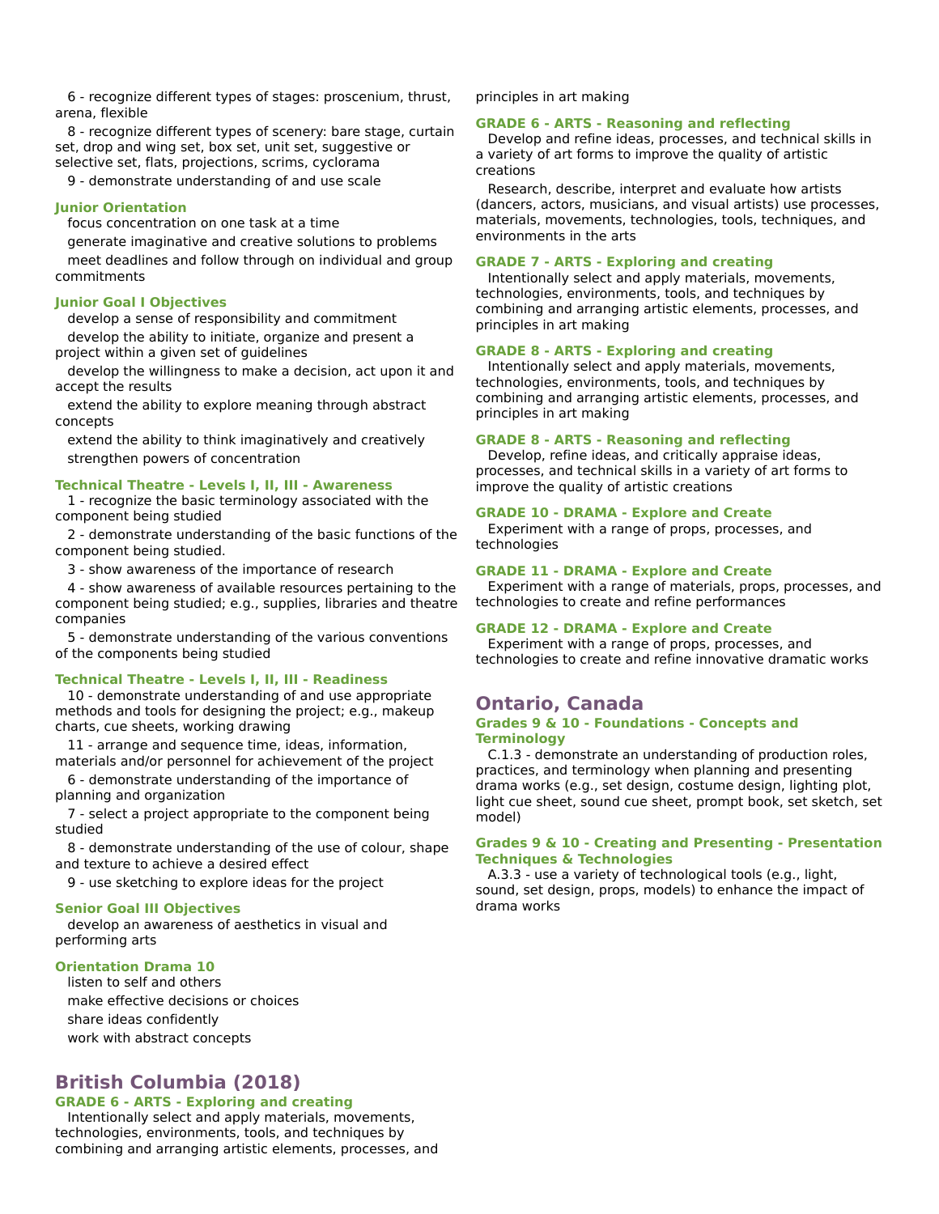6 - recognize different types of stages: proscenium, thrust, arena, flexible

8 - recognize different types of scenery: bare stage, curtain set, drop and wing set, box set, unit set, suggestive or selective set, flats, projections, scrims, cyclorama

9 - demonstrate understanding of and use scale

### Junior Orientation

focus concentration on one task at a time

generate imaginative and creative solutions to problems

meet deadlines and follow through on individual and group commitments

### Junior Goal I Objectives

develop a sense of responsibility and commitment

develop the ability to initiate, organize and present a project within a given set of guidelines

develop the willingness to make a decision, act upon it and accept the results

extend the ability to explore meaning through abstract concepts

extend the ability to think imaginatively and creatively

strengthen powers of concentration

### Technical Theatre - Levels I, II, III - Awareness

1 - recognize the basic terminology associated with the component being studied

2 - demonstrate understanding of the basic functions of the component being studied.

3 - show awareness of the importance of research

4 - show awareness of available resources pertaining to the component being studied; e.g., supplies, libraries and theatre companies

5 - demonstrate understanding of the various conventions of the components being studied

### Technical Theatre - Levels I, II, III - Readiness

10 - demonstrate understanding of and use appropriate methods and tools for designing the project; e.g., makeup charts, cue sheets, working drawing

11 - arrange and sequence time, ideas, information, materials and/or personnel for achievement of the project

6 - demonstrate understanding of the importance of planning and organization

7 - select a project appropriate to the component being studied

8 - demonstrate understanding of the use of colour, shape and texture to achieve a desired effect

9 - use sketching to explore ideas for the project

### Senior Goal III Objectives

develop an awareness of aesthetics in visual and performing arts

### Orientation Drama 10

listen to self and others

make effective decisions or choices

share ideas confidently

work with abstract concepts

## British Columbia (2018)

### GRADE 6 - ARTS - Exploring and creating

Intentionally select and apply materials, movements, technologies, environments, tools, and techniques by combining and arranging artistic elements, processes, and principles in art making

### GRADE 6 - ARTS - Reasoning and reflecting

Develop and refine ideas, processes, and technical skills in a variety of art forms to improve the quality of artistic creations

Research, describe, interpret and evaluate how artists (dancers, actors, musicians, and visual artists) use processes, materials, movements, technologies, tools, techniques, and environments in the arts

### GRADE 7 - ARTS - Exploring and creating

Intentionally select and apply materials, movements, technologies, environments, tools, and techniques by combining and arranging artistic elements, processes, and principles in art making

### GRADE 8 - ARTS - Exploring and creating

Intentionally select and apply materials, movements, technologies, environments, tools, and techniques by combining and arranging artistic elements, processes, and principles in art making

### GRADE 8 - ARTS - Reasoning and reflecting

Develop, refine ideas, and critically appraise ideas, processes, and technical skills in a variety of art forms to improve the quality of artistic creations

### GRADE 10 - DRAMA - Explore and Create

Experiment with a range of props, processes, and technologies

### GRADE 11 - DRAMA - Explore and Create

Experiment with a range of materials, props, processes, and technologies to create and refine performances

### GRADE 12 - DRAMA - Explore and Create

Experiment with a range of props, processes, and technologies to create and refine innovative dramatic works

## Ontario, Canada

### Grades 9 & 10 - Foundations - Concepts and Terminology

C.1.3 - demonstrate an understanding of production roles, practices, and terminology when planning and presenting drama works (e.g., set design, costume design, lighting plot, light cue sheet, sound cue sheet, prompt book, set sketch, set model)

### Grades 9 & 10 - Creating and Presenting - Presentation Techniques & Technologies

A.3.3 - use a variety of technological tools (e.g., light, sound, set design, props, models) to enhance the impact of drama works